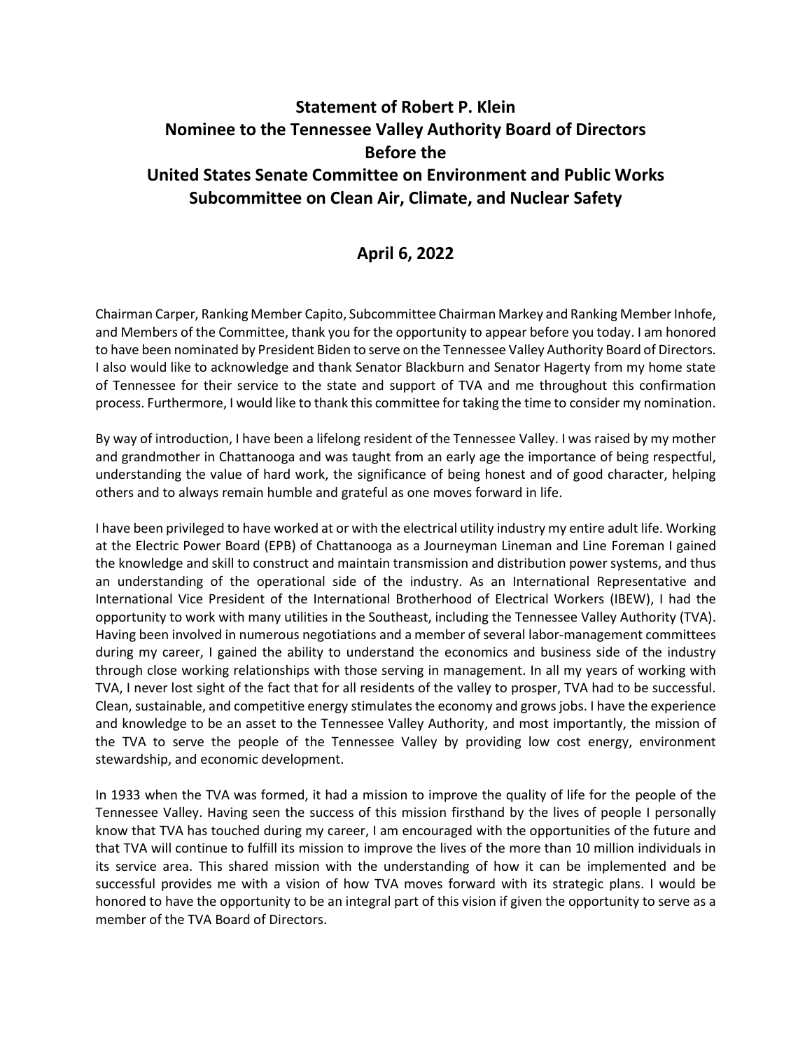# Statement of Robert P. Klein
# Nominee to the Tennessee Valley Authority Board of Directors
# Before the
# United States Senate Committee on Environment and Public Works
# Subcommittee on Clean Air, Climate, and Nuclear Safety

## April 6, 2022

Chairman Carper, Ranking Member Capito, Subcommittee Chairman Markey and Ranking Member Inhofe, and Members of the Committee, thank you for the opportunity to appear before you today. I am honored to have been nominated by President Biden to serve on the Tennessee Valley Authority Board of Directors. I also would like to acknowledge and thank Senator Blackburn and Senator Hagerty from my home state of Tennessee for their service to the state and support of TVA and me throughout this confirmation process. Furthermore, I would like to thank this committee for taking the time to consider my nomination.

By way of introduction, I have been a lifelong resident of the Tennessee Valley. I was raised by my mother and grandmother in Chattanooga and was taught from an early age the importance of being respectful, understanding the value of hard work, the significance of being honest and of good character, helping others and to always remain humble and grateful as one moves forward in life.

I have been privileged to have worked at or with the electrical utility industry my entire adult life. Working at the Electric Power Board (EPB) of Chattanooga as a Journeyman Lineman and Line Foreman I gained the knowledge and skill to construct and maintain transmission and distribution power systems, and thus an understanding of the operational side of the industry. As an International Representative and International Vice President of the International Brotherhood of Electrical Workers (IBEW), I had the opportunity to work with many utilities in the Southeast, including the Tennessee Valley Authority (TVA). Having been involved in numerous negotiations and a member of several labor-management committees during my career, I gained the ability to understand the economics and business side of the industry through close working relationships with those serving in management. In all my years of working with TVA, I never lost sight of the fact that for all residents of the valley to prosper, TVA had to be successful. Clean, sustainable, and competitive energy stimulates the economy and grows jobs. I have the experience and knowledge to be an asset to the Tennessee Valley Authority, and most importantly, the mission of the TVA to serve the people of the Tennessee Valley by providing low cost energy, environment stewardship, and economic development.

In 1933 when the TVA was formed, it had a mission to improve the quality of life for the people of the Tennessee Valley. Having seen the success of this mission firsthand by the lives of people I personally know that TVA has touched during my career, I am encouraged with the opportunities of the future and that TVA will continue to fulfill its mission to improve the lives of the more than 10 million individuals in its service area. This shared mission with the understanding of how it can be implemented and be successful provides me with a vision of how TVA moves forward with its strategic plans. I would be honored to have the opportunity to be an integral part of this vision if given the opportunity to serve as a member of the TVA Board of Directors.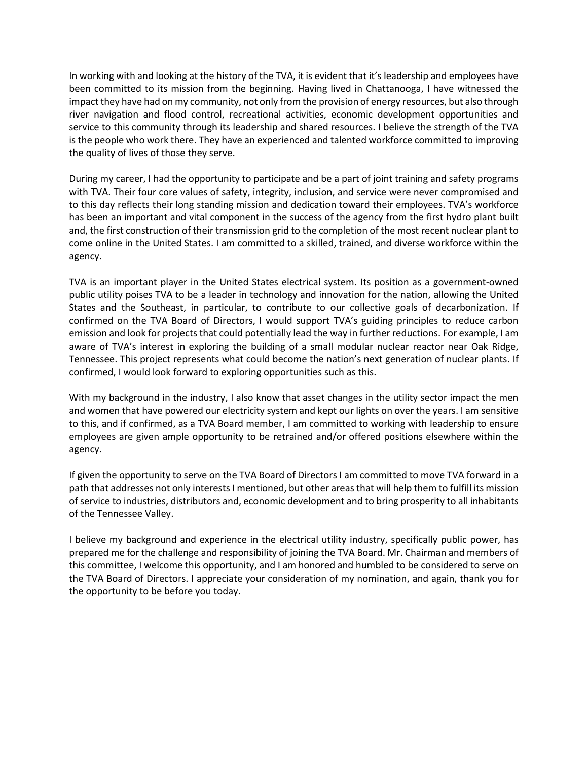In working with and looking at the history of the TVA, it is evident that it's leadership and employees have been committed to its mission from the beginning. Having lived in Chattanooga, I have witnessed the impact they have had on my community, not only from the provision of energy resources, but also through river navigation and flood control, recreational activities, economic development opportunities and service to this community through its leadership and shared resources. I believe the strength of the TVA is the people who work there. They have an experienced and talented workforce committed to improving the quality of lives of those they serve.

During my career, I had the opportunity to participate and be a part of joint training and safety programs with TVA. Their four core values of safety, integrity, inclusion, and service were never compromised and to this day reflects their long standing mission and dedication toward their employees. TVA's workforce has been an important and vital component in the success of the agency from the first hydro plant built and, the first construction of their transmission grid to the completion of the most recent nuclear plant to come online in the United States. I am committed to a skilled, trained, and diverse workforce within the agency.

TVA is an important player in the United States electrical system. Its position as a government-owned public utility poises TVA to be a leader in technology and innovation for the nation, allowing the United States and the Southeast, in particular, to contribute to our collective goals of decarbonization. If confirmed on the TVA Board of Directors, I would support TVA's guiding principles to reduce carbon emission and look for projects that could potentially lead the way in further reductions. For example, I am aware of TVA's interest in exploring the building of a small modular nuclear reactor near Oak Ridge, Tennessee. This project represents what could become the nation's next generation of nuclear plants. If confirmed, I would look forward to exploring opportunities such as this.

With my background in the industry, I also know that asset changes in the utility sector impact the men and women that have powered our electricity system and kept our lights on over the years. I am sensitive to this, and if confirmed, as a TVA Board member, I am committed to working with leadership to ensure employees are given ample opportunity to be retrained and/or offered positions elsewhere within the agency.

If given the opportunity to serve on the TVA Board of Directors I am committed to move TVA forward in a path that addresses not only interests I mentioned, but other areas that will help them to fulfill its mission of service to industries, distributors and, economic development and to bring prosperity to all inhabitants of the Tennessee Valley.

I believe my background and experience in the electrical utility industry, specifically public power, has prepared me for the challenge and responsibility of joining the TVA Board. Mr. Chairman and members of this committee, I welcome this opportunity, and I am honored and humbled to be considered to serve on the TVA Board of Directors. I appreciate your consideration of my nomination, and again, thank you for the opportunity to be before you today.